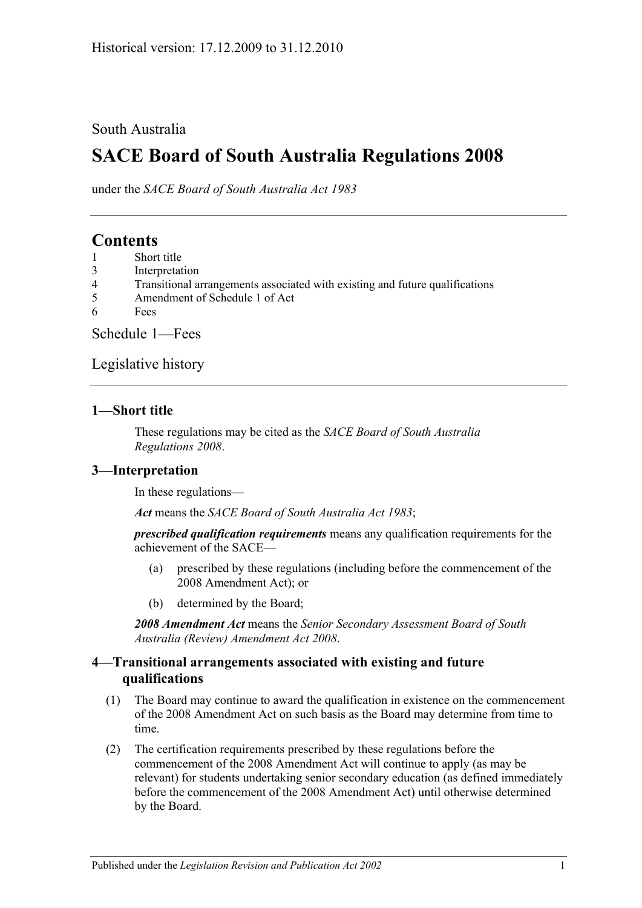Historical version: 17.12.2009 to 31.12.2010

South Australia

# SACE Board of South Australia Regulations 2008

under the *SACE Board of South Australia Act 1983*

## Contents

1 Short title
3 Interpretation
4 Transitional arrangements associated with existing and future qualifications
5 Amendment of Schedule 1 of Act
6 Fees

Schedule 1—Fees

Legislative history

### 1—Short title

These regulations may be cited as the *SACE Board of South Australia Regulations 2008*.

### 3—Interpretation

In these regulations—

***Act*** means the *SACE Board of South Australia Act 1983*;

***prescribed qualification requirements*** means any qualification requirements for the achievement of the SACE—

(a) prescribed by these regulations (including before the commencement of the 2008 Amendment Act); or

(b) determined by the Board;

***2008 Amendment Act*** means the *Senior Secondary Assessment Board of South Australia (Review) Amendment Act 2008*.

### 4—Transitional arrangements associated with existing and future qualifications

(1) The Board may continue to award the qualification in existence on the commencement of the 2008 Amendment Act on such basis as the Board may determine from time to time.

(2) The certification requirements prescribed by these regulations before the commencement of the 2008 Amendment Act will continue to apply (as may be relevant) for students undertaking senior secondary education (as defined immediately before the commencement of the 2008 Amendment Act) until otherwise determined by the Board.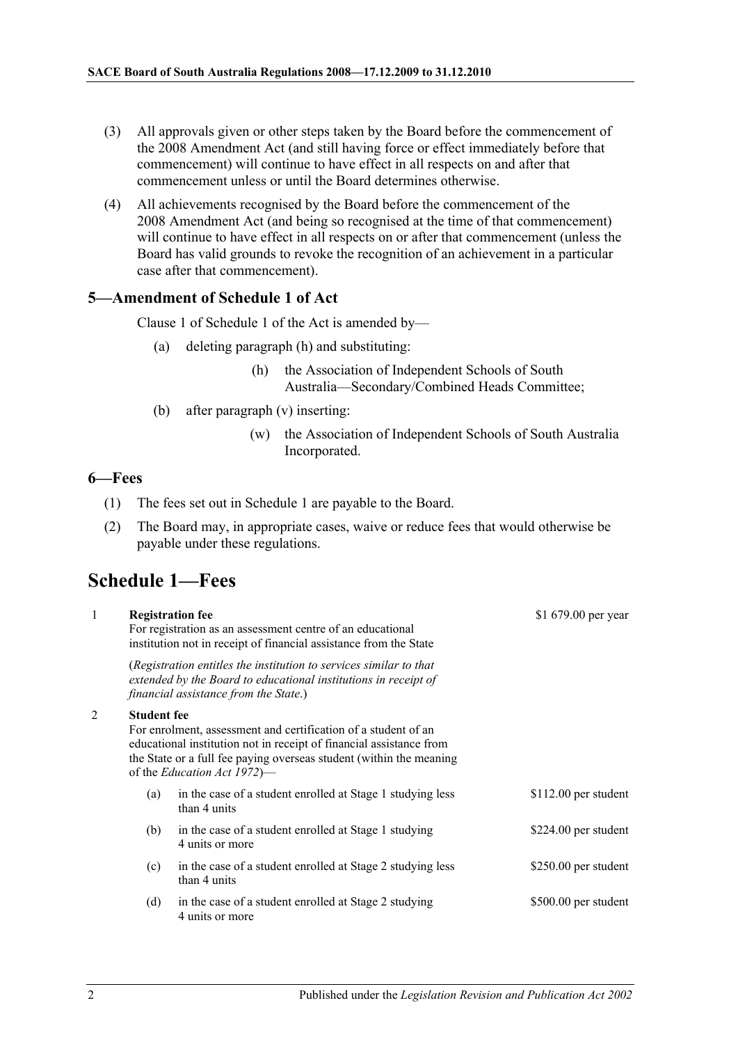(3) All approvals given or other steps taken by the Board before the commencement of the 2008 Amendment Act (and still having force or effect immediately before that commencement) will continue to have effect in all respects on and after that commencement unless or until the Board determines otherwise.

(4) All achievements recognised by the Board before the commencement of the 2008 Amendment Act (and being so recognised at the time of that commencement) will continue to have effect in all respects on or after that commencement (unless the Board has valid grounds to revoke the recognition of an achievement in a particular case after that commencement).

### 5—Amendment of Schedule 1 of Act

Clause 1 of Schedule 1 of the Act is amended by—

(a) deleting paragraph (h) and substituting:

(h) the Association of Independent Schools of South Australia—Secondary/Combined Heads Committee;

(b) after paragraph (v) inserting:

(w) the Association of Independent Schools of South Australia Incorporated.

### 6—Fees

(1) The fees set out in Schedule 1 are payable to the Board.

(2) The Board may, in appropriate cases, waive or reduce fees that would otherwise be payable under these regulations.

## Schedule 1—Fees

1 **Registration fee**
For registration as an assessment centre of an educational institution not in receipt of financial assistance from the State — $1 679.00 per year

(*Registration entitles the institution to services similar to that extended by the Board to educational institutions in receipt of financial assistance from the State*.)

2 **Student fee**
For enrolment, assessment and certification of a student of an educational institution not in receipt of financial assistance from the State or a full fee paying overseas student (within the meaning of the *Education Act 1972*)—

| | | |
|---|---|---|
| (a) | in the case of a student enrolled at Stage 1 studying less than 4 units | $112.00 per student |
| (b) | in the case of a student enrolled at Stage 1 studying 4 units or more | $224.00 per student |
| (c) | in the case of a student enrolled at Stage 2 studying less than 4 units | $250.00 per student |
| (d) | in the case of a student enrolled at Stage 2 studying 4 units or more | $500.00 per student |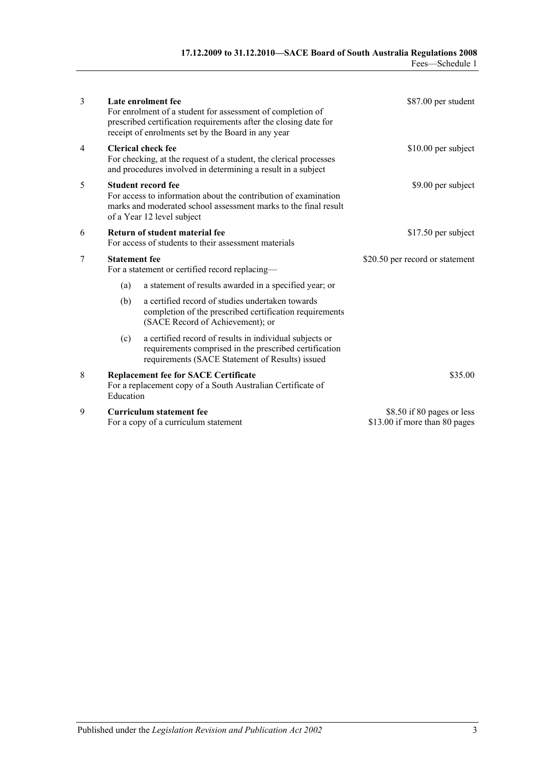| | | |
|---|---|---|
| 3 | **Late enrolment fee**<br>For enrolment of a student for assessment of completion of prescribed certification requirements after the closing date for receipt of enrolments set by the Board in any year | $87.00 per student |
| 4 | **Clerical check fee**<br>For checking, at the request of a student, the clerical processes and procedures involved in determining a result in a subject | $10.00 per subject |
| 5 | **Student record fee**<br>For access to information about the contribution of examination marks and moderated school assessment marks to the final result of a Year 12 level subject | $9.00 per subject |
| 6 | **Return of student material fee**<br>For access of students to their assessment materials | $17.50 per subject |
| 7 | **Statement fee**<br>For a statement or certified record replacing—<br>(a) a statement of results awarded in a specified year; or<br>(b) a certified record of studies undertaken towards completion of the prescribed certification requirements (SACE Record of Achievement); or<br>(c) a certified record of results in individual subjects or requirements comprised in the prescribed certification requirements (SACE Statement of Results) issued | $20.50 per record or statement |
| 8 | **Replacement fee for SACE Certificate**<br>For a replacement copy of a South Australian Certificate of Education | $35.00 |
| 9 | **Curriculum statement fee**<br>For a copy of a curriculum statement | $8.50 if 80 pages or less<br>$13.00 if more than 80 pages |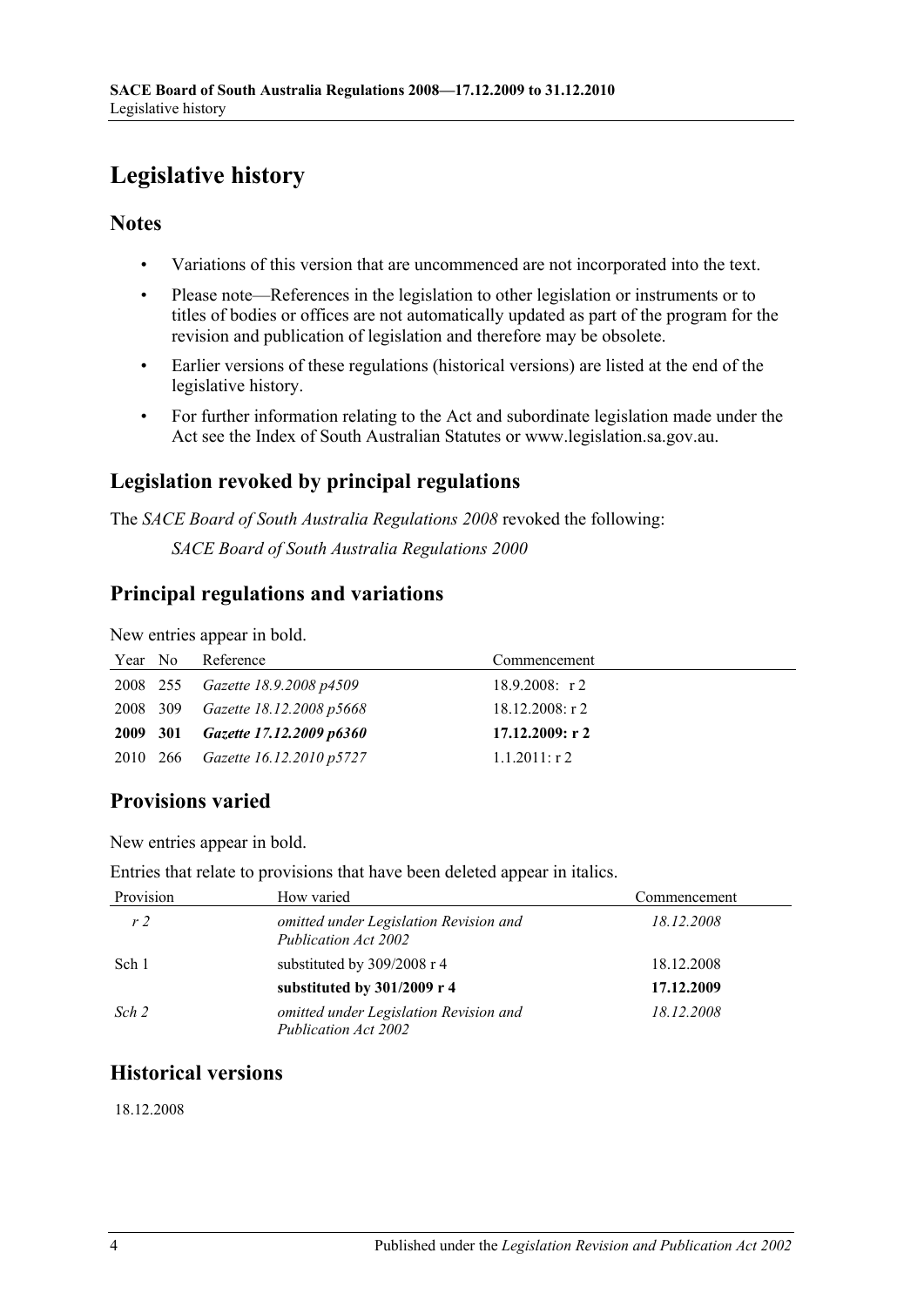# Legislative history

## Notes

- Variations of this version that are uncommenced are not incorporated into the text.
- Please note—References in the legislation to other legislation or instruments or to titles of bodies or offices are not automatically updated as part of the program for the revision and publication of legislation and therefore may be obsolete.
- Earlier versions of these regulations (historical versions) are listed at the end of the legislative history.
- For further information relating to the Act and subordinate legislation made under the Act see the Index of South Australian Statutes or www.legislation.sa.gov.au.

## Legislation revoked by principal regulations

The *SACE Board of South Australia Regulations 2008* revoked the following:

*SACE Board of South Australia Regulations 2000*

## Principal regulations and variations

New entries appear in bold.

| Year | No | Reference | Commencement |
|---|---|---|---|
| 2008 | 255 | *Gazette 18.9.2008 p4509* | 18.9.2008: r 2 |
| 2008 | 309 | *Gazette 18.12.2008 p5668* | 18.12.2008: r 2 |
| **2009** | **301** | ***Gazette 17.12.2009 p6360*** | **17.12.2009: r 2** |
| 2010 | 266 | *Gazette 16.12.2010 p5727* | 1.1.2011: r 2 |

## Provisions varied

New entries appear in bold.

Entries that relate to provisions that have been deleted appear in italics.

| Provision | How varied | Commencement |
|---|---|---|
| *r 2* | *omitted under Legislation Revision and Publication Act 2002* | *18.12.2008* |
| Sch 1 | substituted by 309/2008 r 4 | 18.12.2008 |
| | **substituted by 301/2009 r 4** | **17.12.2009** |
| *Sch 2* | *omitted under Legislation Revision and Publication Act 2002* | *18.12.2008* |

## Historical versions

18.12.2008